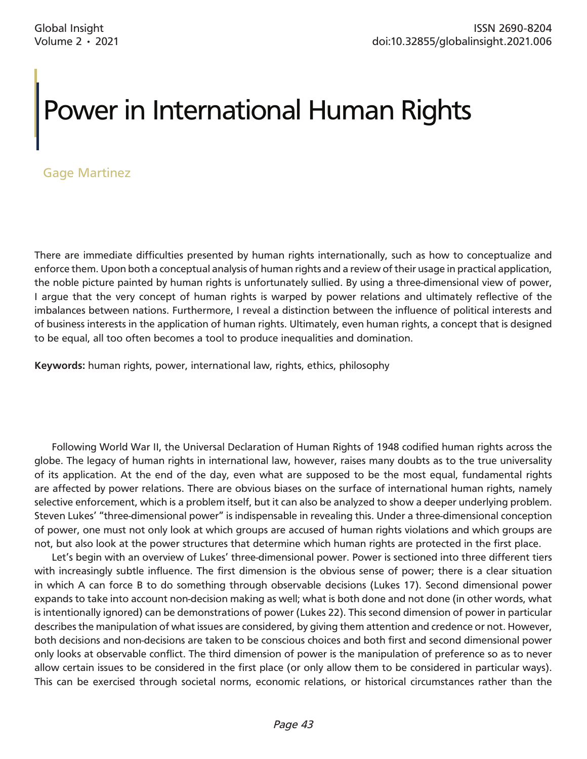# Power in International Human Rights

Gage Martinez

There are immediate difficulties presented by human rights internationally, such as how to conceptualize and enforce them. Upon both a conceptual analysis of human rights and a review of their usage in practical application, the noble picture painted by human rights is unfortunately sullied. By using a three-dimensional view of power, I argue that the very concept of human rights is warped by power relations and ultimately reflective of the imbalances between nations. Furthermore, I reveal a distinction between the influence of political interests and of business interests in the application of human rights. Ultimately, even human rights, a concept that is designed to be equal, all too often becomes a tool to produce inequalities and domination.

**Keywords:** human rights, power, international law, rights, ethics, philosophy

Following World War II, the Universal Declaration of Human Rights of 1948 codified human rights across the globe. The legacy of human rights in international law, however, raises many doubts as to the true universality of its application. At the end of the day, even what are supposed to be the most equal, fundamental rights are affected by power relations. There are obvious biases on the surface of international human rights, namely selective enforcement, which is a problem itself, but it can also be analyzed to show a deeper underlying problem. Steven Lukes' "three-dimensional power" is indispensable in revealing this. Under a three-dimensional conception of power, one must not only look at which groups are accused of human rights violations and which groups are not, but also look at the power structures that determine which human rights are protected in the first place.

Let's begin with an overview of Lukes' three-dimensional power. Power is sectioned into three different tiers with increasingly subtle influence. The first dimension is the obvious sense of power; there is a clear situation in which A can force B to do something through observable decisions (Lukes 17). Second dimensional power expands to take into account non-decision making as well; what is both done and not done (in other words, what is intentionally ignored) can be demonstrations of power (Lukes 22). This second dimension of power in particular describes the manipulation of what issues are considered, by giving them attention and credence or not. However, both decisions and non-decisions are taken to be conscious choices and both first and second dimensional power only looks at observable conflict. The third dimension of power is the manipulation of preference so as to never allow certain issues to be considered in the first place (or only allow them to be considered in particular ways). This can be exercised through societal norms, economic relations, or historical circumstances rather than the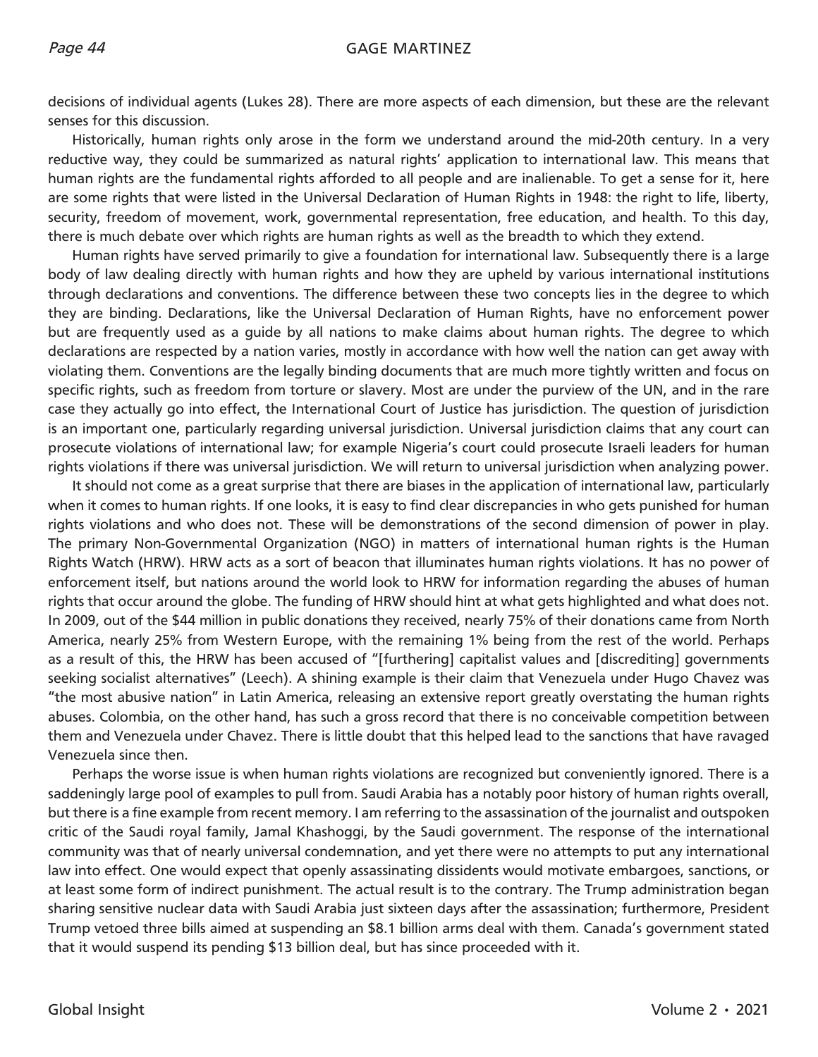decisions of individual agents (Lukes 28). There are more aspects of each dimension, but these are the relevant senses for this discussion.

Historically, human rights only arose in the form we understand around the mid-20th century. In a very reductive way, they could be summarized as natural rights' application to international law. This means that human rights are the fundamental rights afforded to all people and are inalienable. To get a sense for it, here are some rights that were listed in the Universal Declaration of Human Rights in 1948: the right to life, liberty, security, freedom of movement, work, governmental representation, free education, and health. To this day, there is much debate over which rights are human rights as well as the breadth to which they extend.

Human rights have served primarily to give a foundation for international law. Subsequently there is a large body of law dealing directly with human rights and how they are upheld by various international institutions through declarations and conventions. The difference between these two concepts lies in the degree to which they are binding. Declarations, like the Universal Declaration of Human Rights, have no enforcement power but are frequently used as a guide by all nations to make claims about human rights. The degree to which declarations are respected by a nation varies, mostly in accordance with how well the nation can get away with violating them. Conventions are the legally binding documents that are much more tightly written and focus on specific rights, such as freedom from torture or slavery. Most are under the purview of the UN, and in the rare case they actually go into effect, the International Court of Justice has jurisdiction. The question of jurisdiction is an important one, particularly regarding universal jurisdiction. Universal jurisdiction claims that any court can prosecute violations of international law; for example Nigeria's court could prosecute Israeli leaders for human rights violations if there was universal jurisdiction. We will return to universal jurisdiction when analyzing power.

It should not come as a great surprise that there are biases in the application of international law, particularly when it comes to human rights. If one looks, it is easy to find clear discrepancies in who gets punished for human rights violations and who does not. These will be demonstrations of the second dimension of power in play. The primary Non-Governmental Organization (NGO) in matters of international human rights is the Human Rights Watch (HRW). HRW acts as a sort of beacon that illuminates human rights violations. It has no power of enforcement itself, but nations around the world look to HRW for information regarding the abuses of human rights that occur around the globe. The funding of HRW should hint at what gets highlighted and what does not. In 2009, out of the $44 million in public donations they received, nearly 75% of their donations came from North America, nearly 25% from Western Europe, with the remaining 1% being from the rest of the world. Perhaps as a result of this, the HRW has been accused of "[furthering] capitalist values and [discrediting] governments seeking socialist alternatives" (Leech). A shining example is their claim that Venezuela under Hugo Chavez was "the most abusive nation" in Latin America, releasing an extensive report greatly overstating the human rights abuses. Colombia, on the other hand, has such a gross record that there is no conceivable competition between them and Venezuela under Chavez. There is little doubt that this helped lead to the sanctions that have ravaged Venezuela since then.

Perhaps the worse issue is when human rights violations are recognized but conveniently ignored. There is a saddeningly large pool of examples to pull from. Saudi Arabia has a notably poor history of human rights overall, but there is a fine example from recent memory. I am referring to the assassination of the journalist and outspoken critic of the Saudi royal family, Jamal Khashoggi, by the Saudi government. The response of the international community was that of nearly universal condemnation, and yet there were no attempts to put any international law into effect. One would expect that openly assassinating dissidents would motivate embargoes, sanctions, or at least some form of indirect punishment. The actual result is to the contrary. The Trump administration began sharing sensitive nuclear data with Saudi Arabia just sixteen days after the assassination; furthermore, President Trump vetoed three bills aimed at suspending an $8.1 billion arms deal with them. Canada's government stated that it would suspend its pending $13 billion deal, but has since proceeded with it.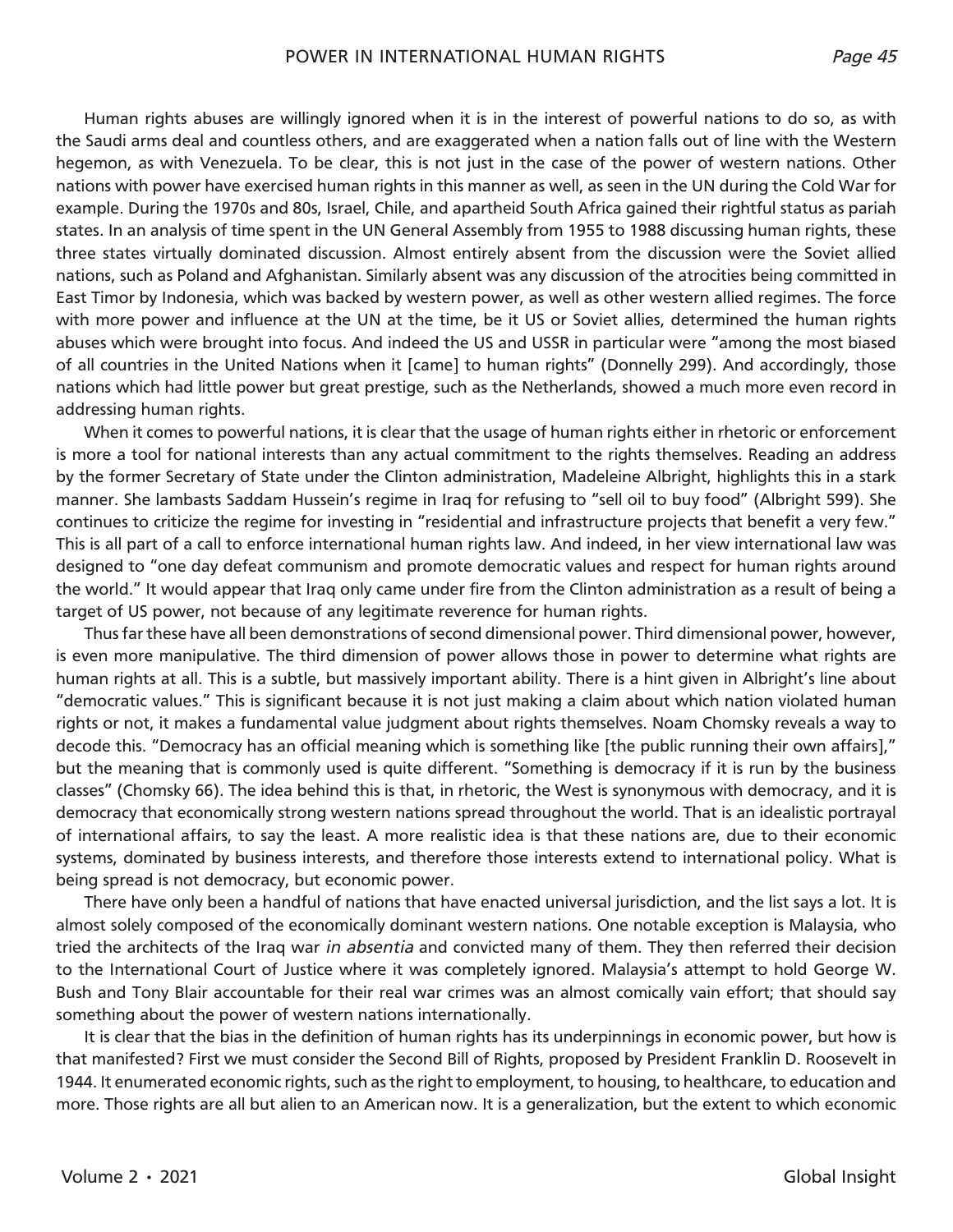Human rights abuses are willingly ignored when it is in the interest of powerful nations to do so, as with the Saudi arms deal and countless others, and are exaggerated when a nation falls out of line with the Western hegemon, as with Venezuela. To be clear, this is not just in the case of the power of western nations. Other nations with power have exercised human rights in this manner as well, as seen in the UN during the Cold War for example. During the 1970s and 80s, Israel, Chile, and apartheid South Africa gained their rightful status as pariah states. In an analysis of time spent in the UN General Assembly from 1955 to 1988 discussing human rights, these three states virtually dominated discussion. Almost entirely absent from the discussion were the Soviet allied nations, such as Poland and Afghanistan. Similarly absent was any discussion of the atrocities being committed in East Timor by Indonesia, which was backed by western power, as well as other western allied regimes. The force with more power and influence at the UN at the time, be it US or Soviet allies, determined the human rights abuses which were brought into focus. And indeed the US and USSR in particular were "among the most biased of all countries in the United Nations when it [came] to human rights" (Donnelly 299). And accordingly, those nations which had little power but great prestige, such as the Netherlands, showed a much more even record in addressing human rights.

When it comes to powerful nations, it is clear that the usage of human rights either in rhetoric or enforcement is more a tool for national interests than any actual commitment to the rights themselves. Reading an address by the former Secretary of State under the Clinton administration, Madeleine Albright, highlights this in a stark manner. She lambasts Saddam Hussein's regime in Iraq for refusing to "sell oil to buy food" (Albright 599). She continues to criticize the regime for investing in "residential and infrastructure projects that benefit a very few." This is all part of a call to enforce international human rights law. And indeed, in her view international law was designed to "one day defeat communism and promote democratic values and respect for human rights around the world." It would appear that Iraq only came under fire from the Clinton administration as a result of being a target of US power, not because of any legitimate reverence for human rights.

Thus far these have all been demonstrations of second dimensional power. Third dimensional power, however, is even more manipulative. The third dimension of power allows those in power to determine what rights are human rights at all. This is a subtle, but massively important ability. There is a hint given in Albright's line about "democratic values." This is significant because it is not just making a claim about which nation violated human rights or not, it makes a fundamental value judgment about rights themselves. Noam Chomsky reveals a way to decode this. "Democracy has an official meaning which is something like [the public running their own affairs]," but the meaning that is commonly used is quite different. "Something is democracy if it is run by the business classes" (Chomsky 66). The idea behind this is that, in rhetoric, the West is synonymous with democracy, and it is democracy that economically strong western nations spread throughout the world. That is an idealistic portrayal of international affairs, to say the least. A more realistic idea is that these nations are, due to their economic systems, dominated by business interests, and therefore those interests extend to international policy. What is being spread is not democracy, but economic power.

There have only been a handful of nations that have enacted universal jurisdiction, and the list says a lot. It is almost solely composed of the economically dominant western nations. One notable exception is Malaysia, who tried the architects of the Iraq war *in absentia* and convicted many of them. They then referred their decision to the International Court of Justice where it was completely ignored. Malaysia's attempt to hold George W. Bush and Tony Blair accountable for their real war crimes was an almost comically vain effort; that should say something about the power of western nations internationally.

It is clear that the bias in the definition of human rights has its underpinnings in economic power, but how is that manifested? First we must consider the Second Bill of Rights, proposed by President Franklin D. Roosevelt in 1944. It enumerated economic rights, such as the right to employment, to housing, to healthcare, to education and more. Those rights are all but alien to an American now. It is a generalization, but the extent to which economic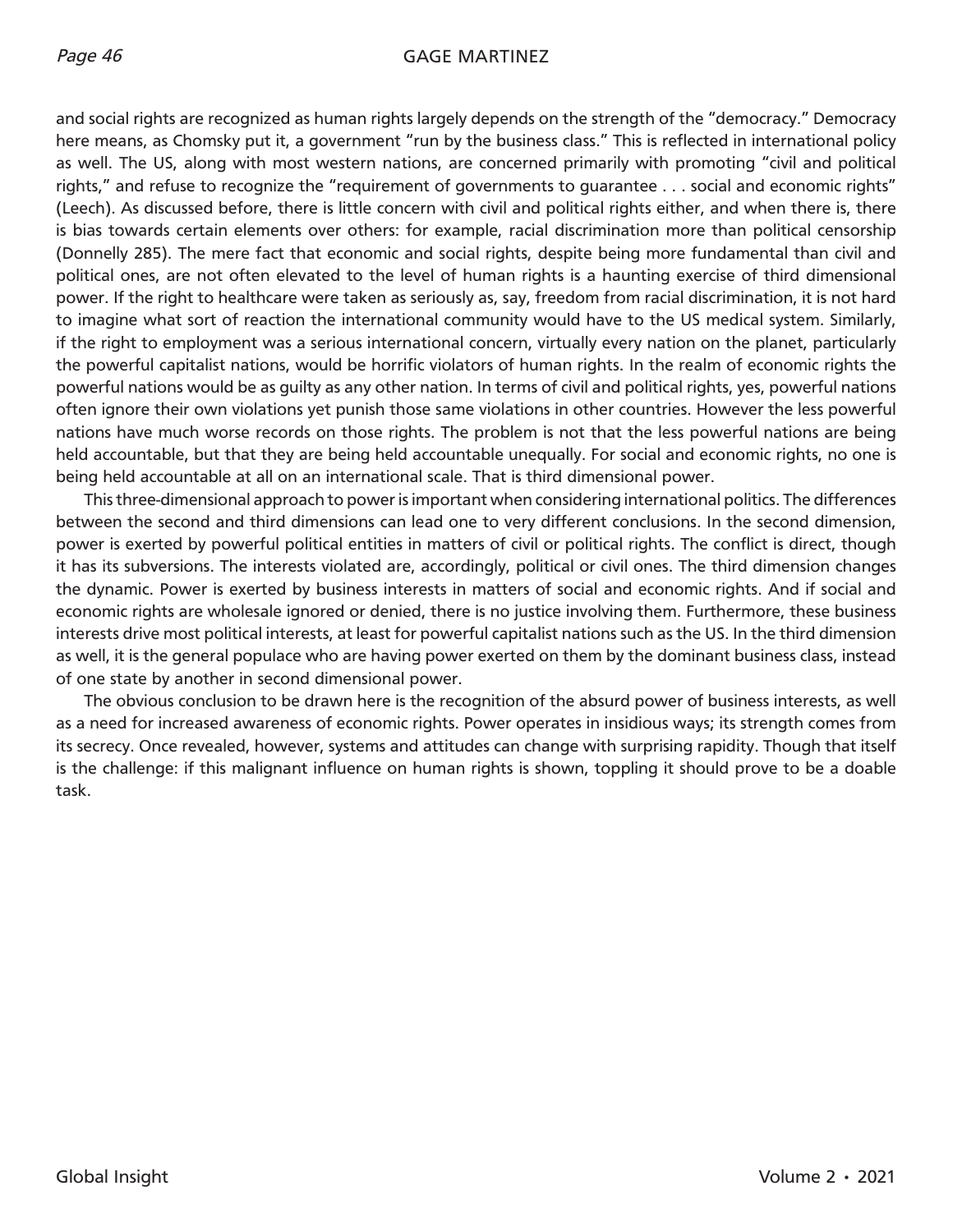and social rights are recognized as human rights largely depends on the strength of the "democracy." Democracy here means, as Chomsky put it, a government "run by the business class." This is reflected in international policy as well. The US, along with most western nations, are concerned primarily with promoting "civil and political rights," and refuse to recognize the "requirement of governments to guarantee . . . social and economic rights" (Leech). As discussed before, there is little concern with civil and political rights either, and when there is, there is bias towards certain elements over others: for example, racial discrimination more than political censorship (Donnelly 285). The mere fact that economic and social rights, despite being more fundamental than civil and political ones, are not often elevated to the level of human rights is a haunting exercise of third dimensional power. If the right to healthcare were taken as seriously as, say, freedom from racial discrimination, it is not hard to imagine what sort of reaction the international community would have to the US medical system. Similarly, if the right to employment was a serious international concern, virtually every nation on the planet, particularly the powerful capitalist nations, would be horrific violators of human rights. In the realm of economic rights the powerful nations would be as guilty as any other nation. In terms of civil and political rights, yes, powerful nations often ignore their own violations yet punish those same violations in other countries. However the less powerful nations have much worse records on those rights. The problem is not that the less powerful nations are being held accountable, but that they are being held accountable unequally. For social and economic rights, no one is being held accountable at all on an international scale. That is third dimensional power.

This three-dimensional approach to power is important when considering international politics. The differences between the second and third dimensions can lead one to very different conclusions. In the second dimension, power is exerted by powerful political entities in matters of civil or political rights. The conflict is direct, though it has its subversions. The interests violated are, accordingly, political or civil ones. The third dimension changes the dynamic. Power is exerted by business interests in matters of social and economic rights. And if social and economic rights are wholesale ignored or denied, there is no justice involving them. Furthermore, these business interests drive most political interests, at least for powerful capitalist nations such as the US. In the third dimension as well, it is the general populace who are having power exerted on them by the dominant business class, instead of one state by another in second dimensional power.

The obvious conclusion to be drawn here is the recognition of the absurd power of business interests, as well as a need for increased awareness of economic rights. Power operates in insidious ways; its strength comes from its secrecy. Once revealed, however, systems and attitudes can change with surprising rapidity. Though that itself is the challenge: if this malignant influence on human rights is shown, toppling it should prove to be a doable task.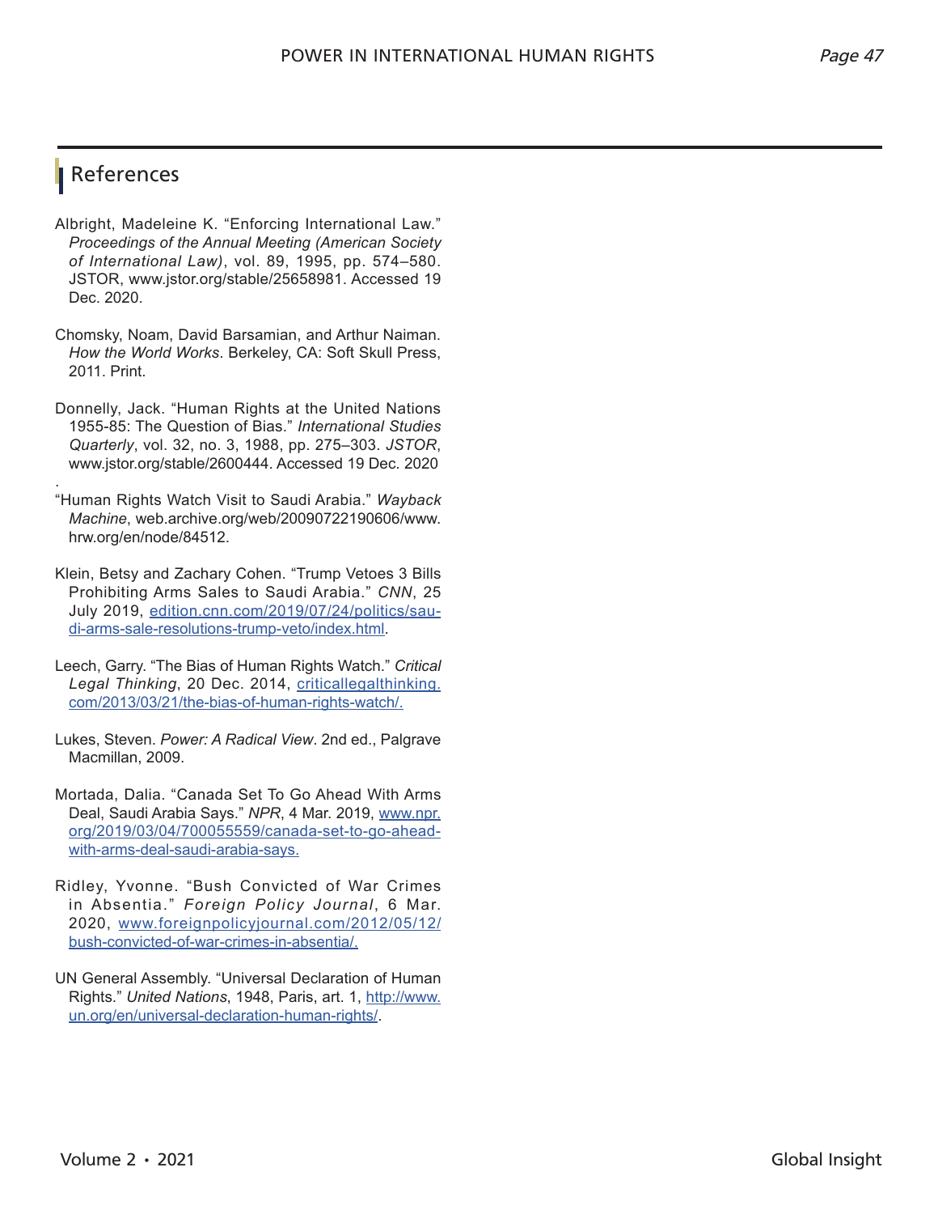## References

Albright, Madeleine K. "Enforcing International Law." *Proceedings of the Annual Meeting (American Society of International Law)*, vol. 89, 1995, pp. 574–580. JSTOR, www.jstor.org/stable/25658981. Accessed 19 Dec. 2020.

Chomsky, Noam, David Barsamian, and Arthur Naiman. *How the World Works*. Berkeley, CA: Soft Skull Press, 2011. Print.

Donnelly, Jack. "Human Rights at the United Nations 1955-85: The Question of Bias." *International Studies Quarterly*, vol. 32, no. 3, 1988, pp. 275–303. *JSTOR*, www.jstor.org/stable/2600444. Accessed 19 Dec. 2020

.

"Human Rights Watch Visit to Saudi Arabia." *Wayback Machine*, web.archive.org/web/20090722190606/www.hrw.org/en/node/84512.

Klein, Betsy and Zachary Cohen. "Trump Vetoes 3 Bills Prohibiting Arms Sales to Saudi Arabia." *CNN*, 25 July 2019, edition.cnn.com/2019/07/24/politics/saudi-arms-sale-resolutions-trump-veto/index.html.

Leech, Garry. "The Bias of Human Rights Watch." *Critical Legal Thinking*, 20 Dec. 2014, criticallegalthinking.com/2013/03/21/the-bias-of-human-rights-watch/.

Lukes, Steven. *Power: A Radical View*. 2nd ed., Palgrave Macmillan, 2009.

Mortada, Dalia. "Canada Set To Go Ahead With Arms Deal, Saudi Arabia Says." *NPR*, 4 Mar. 2019, www.npr.org/2019/03/04/700055559/canada-set-to-go-ahead-with-arms-deal-saudi-arabia-says.

Ridley, Yvonne. "Bush Convicted of War Crimes in Absentia." *Foreign Policy Journal*, 6 Mar. 2020, www.foreignpolicyjournal.com/2012/05/12/bush-convicted-of-war-crimes-in-absentia/.

UN General Assembly. "Universal Declaration of Human Rights." *United Nations*, 1948, Paris, art. 1, http://www.un.org/en/universal-declaration-human-rights/.